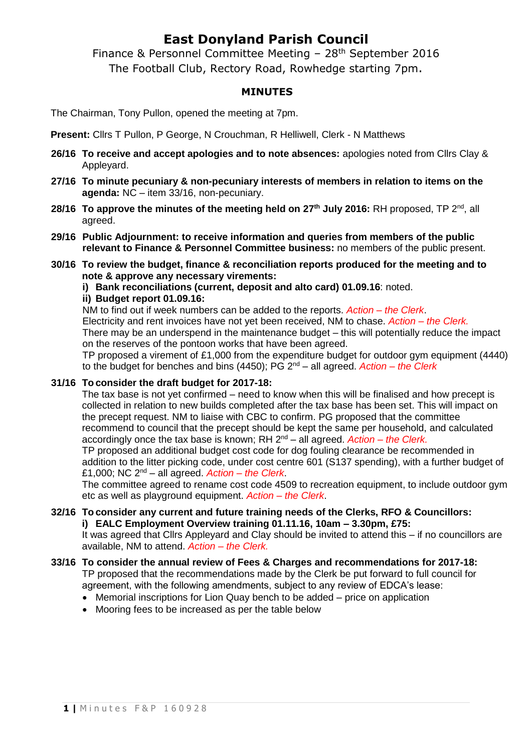# East Donyland Parish Council

Finance & Personnel Committee Meeting – 28th September 2016
The Football Club, Rectory Road, Rowhedge starting 7pm.

## MINUTES

The Chairman, Tony Pullon, opened the meeting at 7pm.

**Present:** Cllrs T Pullon, P George, N Crouchman, R Helliwell, Clerk - N Matthews

**26/16 To receive and accept apologies and to note absences:** apologies noted from Cllrs Clay & Appleyard.

**27/16 To minute pecuniary & non-pecuniary interests of members in relation to items on the agenda:** NC – item 33/16, non-pecuniary.

**28/16 To approve the minutes of the meeting held on 27th July 2016:** RH proposed, TP 2nd, all agreed.

**29/16 Public Adjournment: to receive information and queries from members of the public relevant to Finance & Personnel Committee business:** no members of the public present.

**30/16 To review the budget, finance & reconciliation reports produced for the meeting and to note & approve any necessary virements:**

**i) Bank reconciliations (current, deposit and alto card) 01.09.16**: noted.

**ii) Budget report 01.09.16:**

NM to find out if week numbers can be added to the reports. *Action – the Clerk*.

Electricity and rent invoices have not yet been received, NM to chase. *Action – the Clerk.*

There may be an underspend in the maintenance budget – this will potentially reduce the impact on the reserves of the pontoon works that have been agreed.

TP proposed a virement of £1,000 from the expenditure budget for outdoor gym equipment (4440) to the budget for benches and bins (4450); PG 2nd – all agreed. *Action – the Clerk*

**31/16 To consider the draft budget for 2017-18:**

The tax base is not yet confirmed – need to know when this will be finalised and how precept is collected in relation to new builds completed after the tax base has been set. This will impact on the precept request. NM to liaise with CBC to confirm. PG proposed that the committee recommend to council that the precept should be kept the same per household, and calculated accordingly once the tax base is known; RH 2nd – all agreed. *Action – the Clerk.*

TP proposed an additional budget cost code for dog fouling clearance be recommended in addition to the litter picking code, under cost centre 601 (S137 spending), with a further budget of £1,000; NC 2nd – all agreed. *Action – the Clerk*.

The committee agreed to rename cost code 4509 to recreation equipment, to include outdoor gym etc as well as playground equipment. *Action – the Clerk*.

**32/16 To consider any current and future training needs of the Clerks, RFO & Councillors:**

**i) EALC Employment Overview training 01.11.16, 10am – 3.30pm, £75:**

It was agreed that Cllrs Appleyard and Clay should be invited to attend this – if no councillors are available, NM to attend. *Action – the Clerk.*

**33/16 To consider the annual review of Fees & Charges and recommendations for 2017-18:**

TP proposed that the recommendations made by the Clerk be put forward to full council for agreement, with the following amendments, subject to any review of EDCA's lease:

- Memorial inscriptions for Lion Quay bench to be added – price on application
- Mooring fees to be increased as per the table below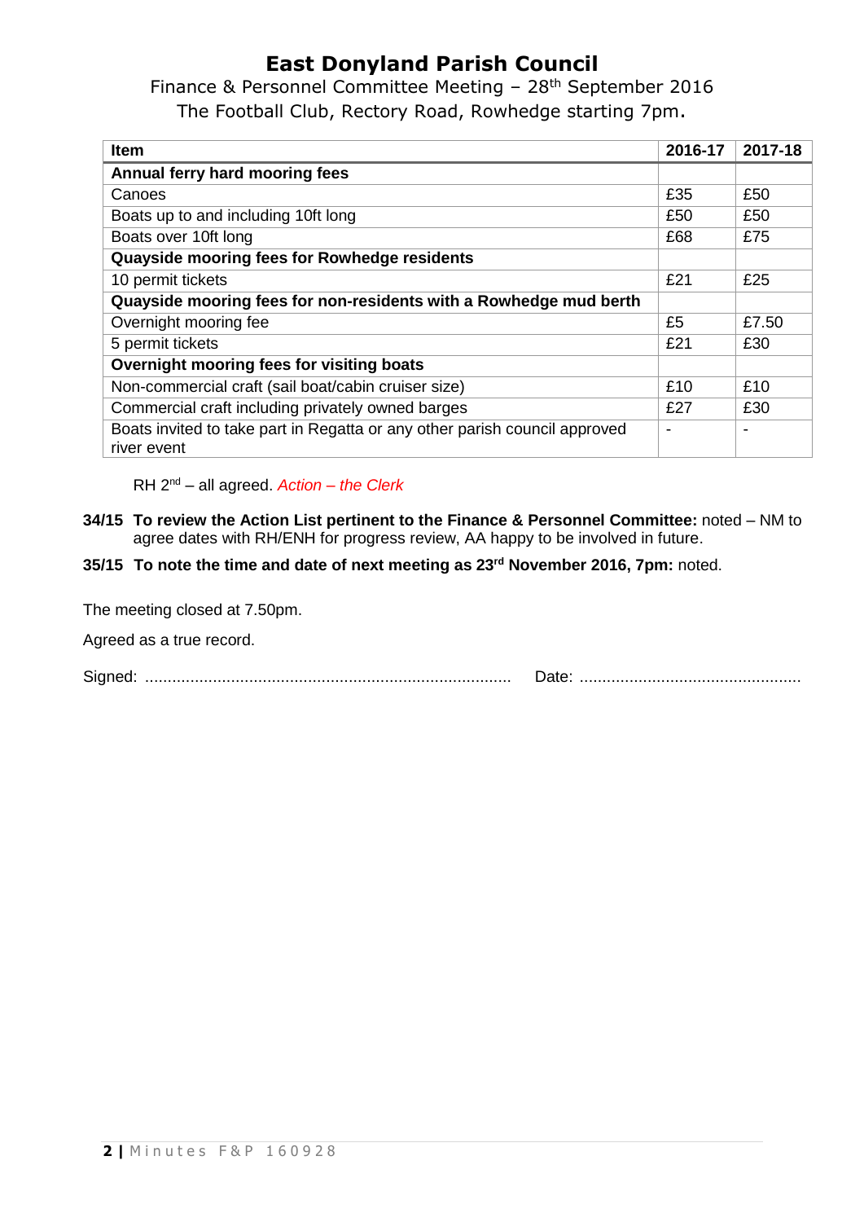# East Donyland Parish Council

Finance & Personnel Committee Meeting – 28th September 2016
The Football Club, Rectory Road, Rowhedge starting 7pm.

| Item | 2016-17 | 2017-18 |
|---|---|---|
| **Annual ferry hard mooring fees** | | |
| Canoes | £35 | £50 |
| Boats up to and including 10ft long | £50 | £50 |
| Boats over 10ft long | £68 | £75 |
| **Quayside mooring fees for Rowhedge residents** | | |
| 10 permit tickets | £21 | £25 |
| **Quayside mooring fees for non-residents with a Rowhedge mud berth** | | |
| Overnight mooring fee | £5 | £7.50 |
| 5 permit tickets | £21 | £30 |
| **Overnight mooring fees for visiting boats** | | |
| Non-commercial craft (sail boat/cabin cruiser size) | £10 | £10 |
| Commercial craft including privately owned barges | £27 | £30 |
| Boats invited to take part in Regatta or any other parish council approved river event | - | - |

RH 2nd – all agreed. *Action – the Clerk*

**34/15 To review the Action List pertinent to the Finance & Personnel Committee:** noted – NM to agree dates with RH/ENH for progress review, AA happy to be involved in future.

**35/15 To note the time and date of next meeting as 23rd November 2016, 7pm:** noted.

The meeting closed at 7.50pm.

Agreed as a true record.

Signed: ................................................................................ Date: ................................................